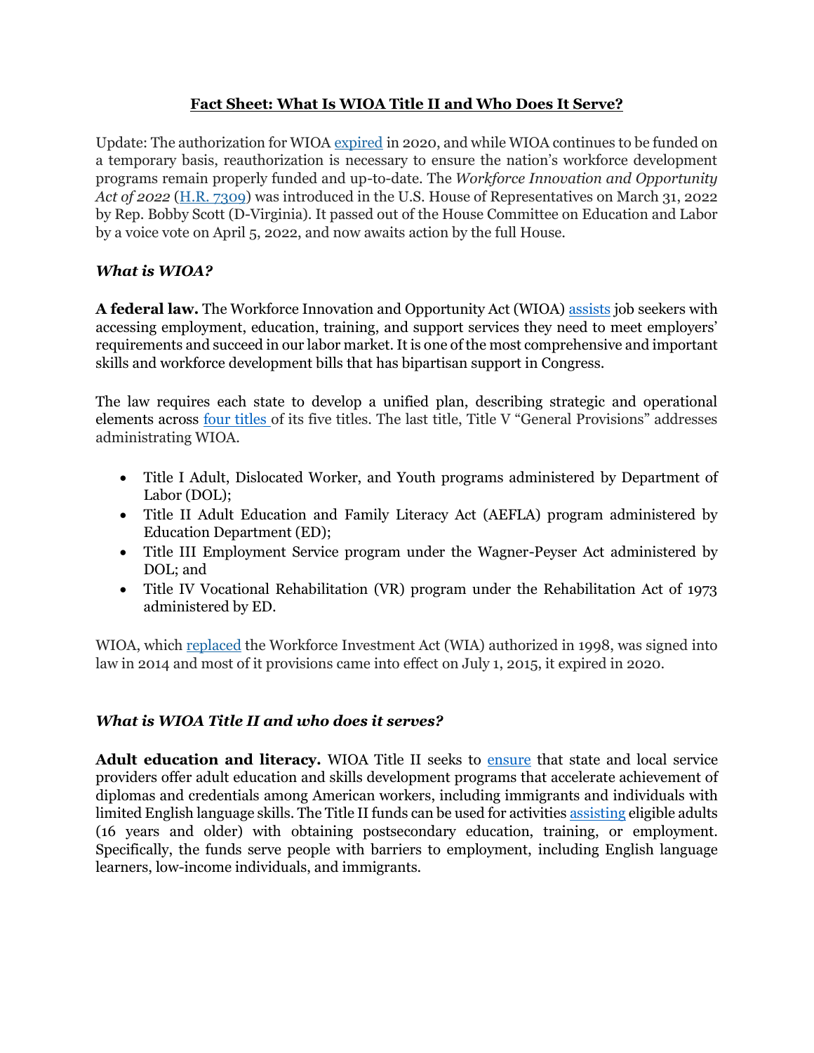# Fact Sheet: What Is WIOA Title II and Who Does It Serve?

Update: The authorization for WIOA expired in 2020, and while WIOA continues to be funded on a temporary basis, reauthorization is necessary to ensure the nation's workforce development programs remain properly funded and up-to-date. The *Workforce Innovation and Opportunity Act of 2022* (H.R. 7309) was introduced in the U.S. House of Representatives on March 31, 2022 by Rep. Bobby Scott (D-Virginia). It passed out of the House Committee on Education and Labor by a voice vote on April 5, 2022, and now awaits action by the full House.

### *What is WIOA?*

**A federal law.** The Workforce Innovation and Opportunity Act (WIOA) assists job seekers with accessing employment, education, training, and support services they need to meet employers' requirements and succeed in our labor market. It is one of the most comprehensive and important skills and workforce development bills that has bipartisan support in Congress.

The law requires each state to develop a unified plan, describing strategic and operational elements across four titles of its five titles. The last title, Title V "General Provisions" addresses administrating WIOA.

- Title I Adult, Dislocated Worker, and Youth programs administered by Department of Labor (DOL);
- Title II Adult Education and Family Literacy Act (AEFLA) program administered by Education Department (ED);
- Title III Employment Service program under the Wagner-Peyser Act administered by DOL; and
- Title IV Vocational Rehabilitation (VR) program under the Rehabilitation Act of 1973 administered by ED.

WIOA, which replaced the Workforce Investment Act (WIA) authorized in 1998, was signed into law in 2014 and most of it provisions came into effect on July 1, 2015, it expired in 2020.

### *What is WIOA Title II and who does it serves?*

**Adult education and literacy.** WIOA Title II seeks to ensure that state and local service providers offer adult education and skills development programs that accelerate achievement of diplomas and credentials among American workers, including immigrants and individuals with limited English language skills. The Title II funds can be used for activities assisting eligible adults (16 years and older) with obtaining postsecondary education, training, or employment. Specifically, the funds serve people with barriers to employment, including English language learners, low-income individuals, and immigrants.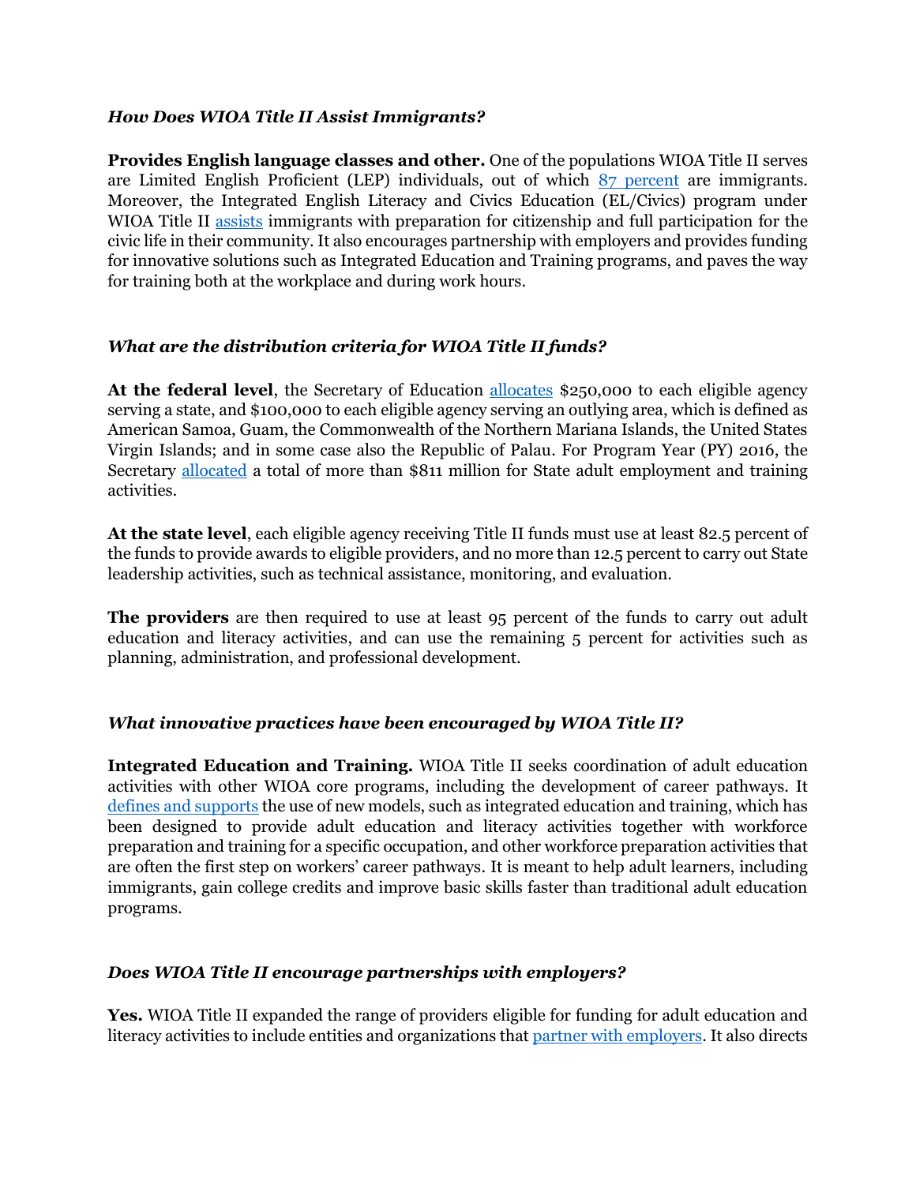### *How Does WIOA Title II Assist Immigrants?*

**Provides English language classes and other.** One of the populations WIOA Title II serves are Limited English Proficient (LEP) individuals, out of which 87 percent are immigrants. Moreover, the Integrated English Literacy and Civics Education (EL/Civics) program under WIOA Title II assists immigrants with preparation for citizenship and full participation for the civic life in their community. It also encourages partnership with employers and provides funding for innovative solutions such as Integrated Education and Training programs, and paves the way for training both at the workplace and during work hours.

### *What are the distribution criteria for WIOA Title II funds?*

**At the federal level**, the Secretary of Education allocates $250,000 to each eligible agency serving a state, and $100,000 to each eligible agency serving an outlying area, which is defined as American Samoa, Guam, the Commonwealth of the Northern Mariana Islands, the United States Virgin Islands; and in some case also the Republic of Palau. For Program Year (PY) 2016, the Secretary allocated a total of more than $811 million for State adult employment and training activities.

**At the state level**, each eligible agency receiving Title II funds must use at least 82.5 percent of the funds to provide awards to eligible providers, and no more than 12.5 percent to carry out State leadership activities, such as technical assistance, monitoring, and evaluation.

**The providers** are then required to use at least 95 percent of the funds to carry out adult education and literacy activities, and can use the remaining 5 percent for activities such as planning, administration, and professional development.

### *What innovative practices have been encouraged by WIOA Title II?*

**Integrated Education and Training.** WIOA Title II seeks coordination of adult education activities with other WIOA core programs, including the development of career pathways. It defines and supports the use of new models, such as integrated education and training, which has been designed to provide adult education and literacy activities together with workforce preparation and training for a specific occupation, and other workforce preparation activities that are often the first step on workers' career pathways. It is meant to help adult learners, including immigrants, gain college credits and improve basic skills faster than traditional adult education programs.

### *Does WIOA Title II encourage partnerships with employers?*

**Yes.** WIOA Title II expanded the range of providers eligible for funding for adult education and literacy activities to include entities and organizations that partner with employers. It also directs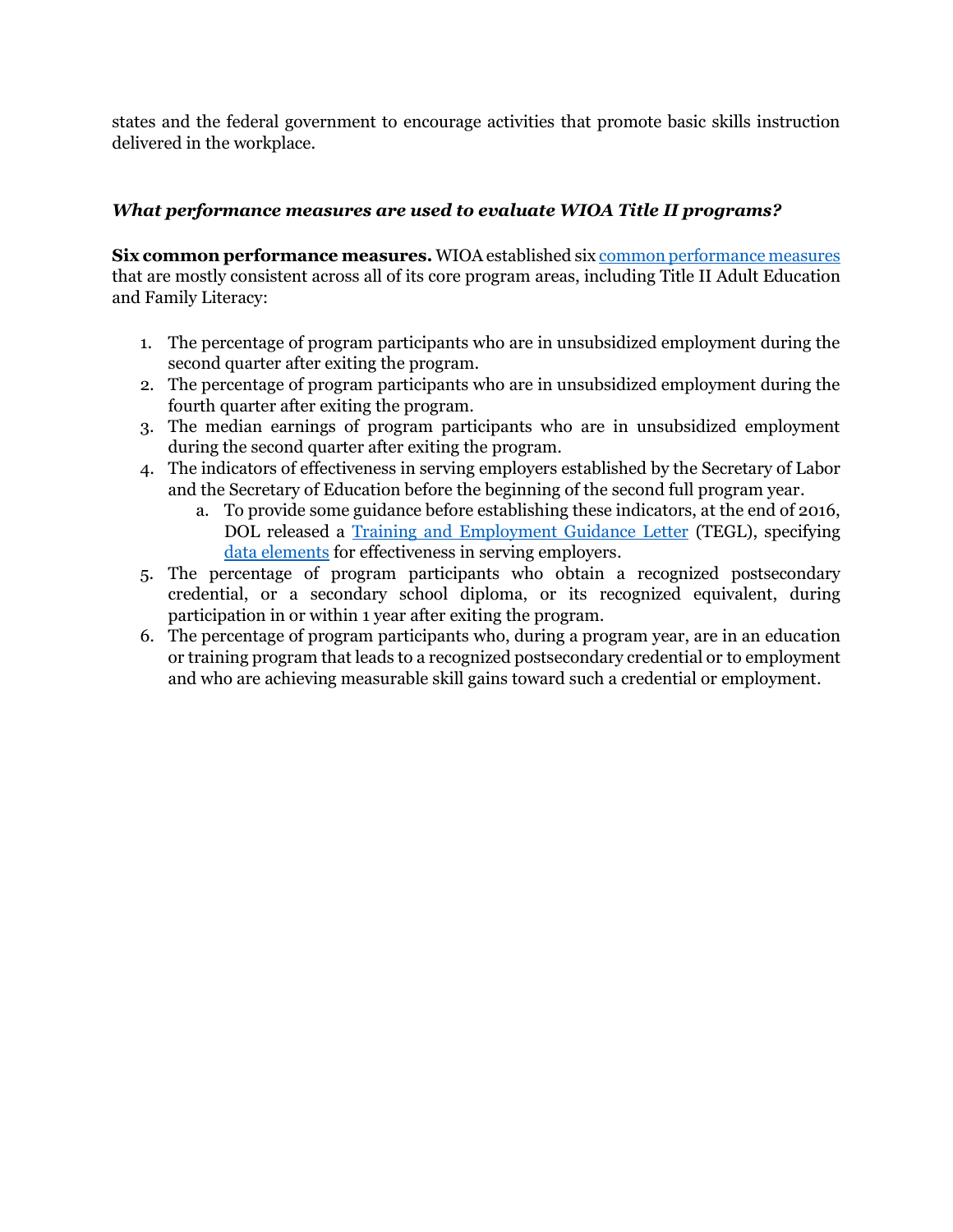states and the federal government to encourage activities that promote basic skills instruction delivered in the workplace.

### *What performance measures are used to evaluate WIOA Title II programs?*

**Six common performance measures.** WIOA established six common performance measures that are mostly consistent across all of its core program areas, including Title II Adult Education and Family Literacy:

1. The percentage of program participants who are in unsubsidized employment during the second quarter after exiting the program.
2. The percentage of program participants who are in unsubsidized employment during the fourth quarter after exiting the program.
3. The median earnings of program participants who are in unsubsidized employment during the second quarter after exiting the program.
4. The indicators of effectiveness in serving employers established by the Secretary of Labor and the Secretary of Education before the beginning of the second full program year.
    a. To provide some guidance before establishing these indicators, at the end of 2016, DOL released a Training and Employment Guidance Letter (TEGL), specifying data elements for effectiveness in serving employers.
5. The percentage of program participants who obtain a recognized postsecondary credential, or a secondary school diploma, or its recognized equivalent, during participation in or within 1 year after exiting the program.
6. The percentage of program participants who, during a program year, are in an education or training program that leads to a recognized postsecondary credential or to employment and who are achieving measurable skill gains toward such a credential or employment.